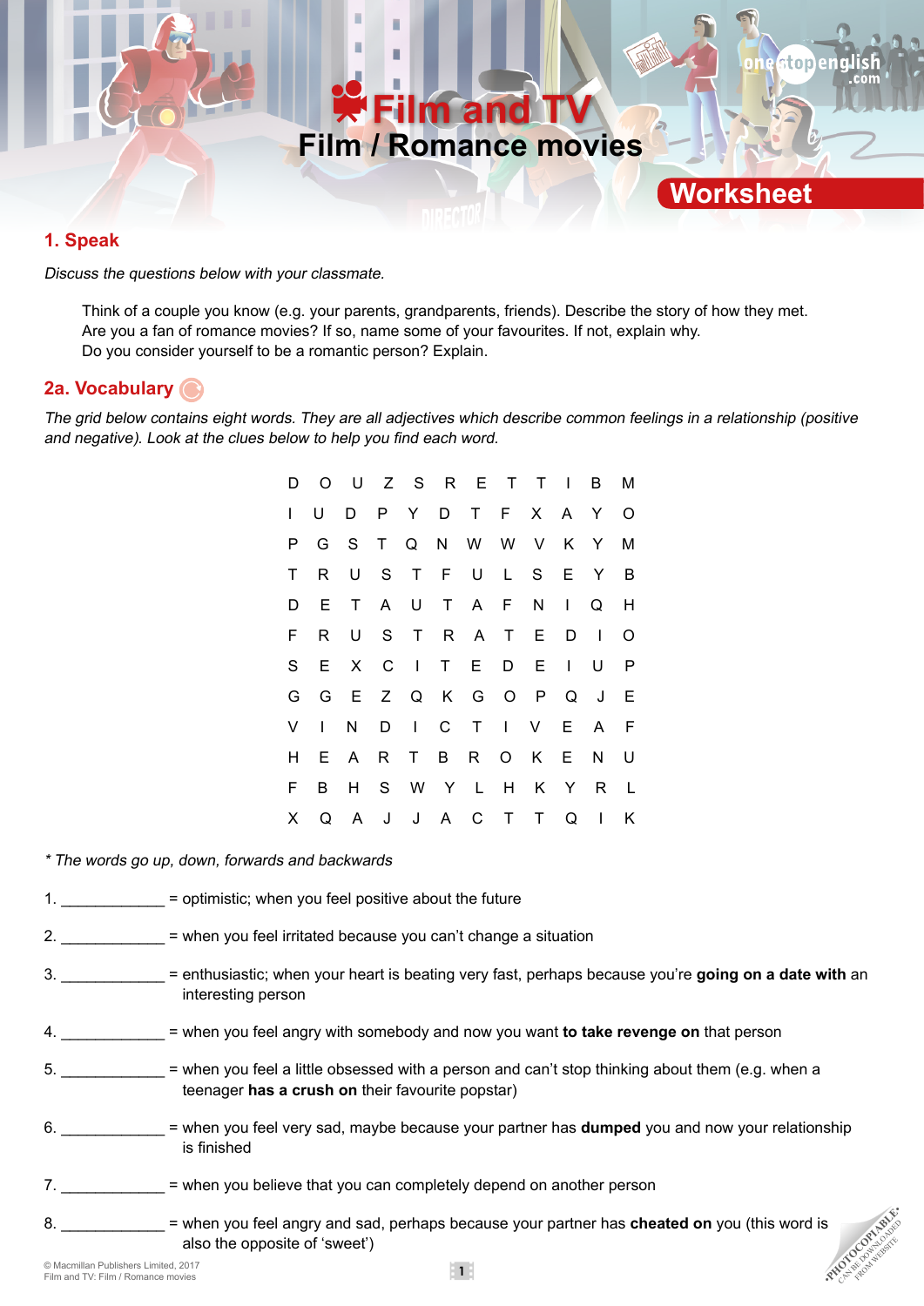# Film and TV

## Film / Romance movies

### Worksheet

## 1. Speak

*Discuss the questions below with your classmate.*

Think of a couple you know (e.g. your parents, grandparents, friends). Describe the story of how they met.
Are you a fan of romance movies? If so, name some of your favourites. If not, explain why.
Do you consider yourself to be a romantic person? Explain.

## 2a. Vocabulary

*The grid below contains eight words. They are all adjectives which describe common feelings in a relationship (positive and negative). Look at the clues below to help you find each word.*

```
D O U Z S R E T T I B M
I U D P Y D T F X A Y O
P G S T Q N W W V K Y M
T R U S T F U L S E Y B
D E T A U T A F N I Q H
F R U S T R A T E D I O
S E X C I T E D E I U P
G G E Z Q K G O P Q J E
V I N D I C T I V E A F
H E A R T B R O K E N U
F B H S W Y L H K Y R L
X Q A J J A C T T Q I K
```

*\* The words go up, down, forwards and backwards*

1. ____________ = optimistic; when you feel positive about the future

2. ____________ = when you feel irritated because you can't change a situation

3. ____________ = enthusiastic; when your heart is beating very fast, perhaps because you're **going on a date with** an interesting person

4. ____________ = when you feel angry with somebody and now you want **to take revenge on** that person

5. ____________ = when you feel a little obsessed with a person and can't stop thinking about them (e.g. when a teenager **has a crush on** their favourite popstar)

6. ____________ = when you feel very sad, maybe because your partner has **dumped** you and now your relationship is finished

7. ____________ = when you believe that you can completely depend on another person

8. ____________ = when you feel angry and sad, because your partner has **cheated on** you (this word is also the opposite of 'sweet')

© Macmillan Publishers Limited, 2017
Film and TV: Film / Romance movies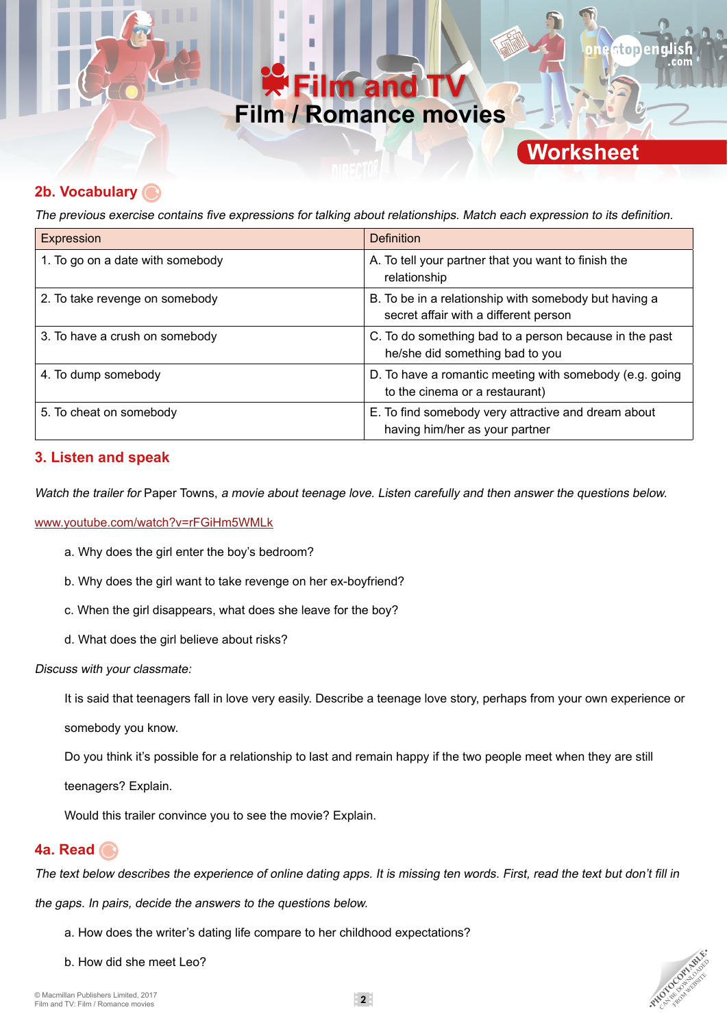# Film and TV
## Film / Romance movies

Worksheet

## 2b. Vocabulary

*The previous exercise contains five expressions for talking about relationships. Match each expression to its definition.*

| Expression | Definition |
|---|---|
| 1. To go on a date with somebody | A. To tell your partner that you want to finish the relationship |
| 2. To take revenge on somebody | B. To be in a relationship with somebody but having a secret affair with a different person |
| 3. To have a crush on somebody | C. To do something bad to a person because in the past he/she did something bad to you |
| 4. To dump somebody | D. To have a romantic meeting with somebody (e.g. going to the cinema or a restaurant) |
| 5. To cheat on somebody | E. To find somebody very attractive and dream about having him/her as your partner |

## 3. Listen and speak

*Watch the trailer for* Paper Towns, *a movie about teenage love. Listen carefully and then answer the questions below.*

www.youtube.com/watch?v=rFGiHm5WMLk

a. Why does the girl enter the boy's bedroom?

b. Why does the girl want to take revenge on her ex-boyfriend?

c. When the girl disappears, what does she leave for the boy?

d. What does the girl believe about risks?

*Discuss with your classmate:*

It is said that teenagers fall in love very easily. Describe a teenage love story, perhaps from your own experience or somebody you know.

Do you think it's possible for a relationship to last and remain happy if the two people meet when they are still teenagers? Explain.

Would this trailer convince you to see the movie? Explain.

## 4a. Read

*The text below describes the experience of online dating apps. It is missing ten words. First, read the text but don't fill in the gaps. In pairs, decide the answers to the questions below.*

a. How does the writer's dating life compare to her childhood expectations?

b. How did she meet Leo?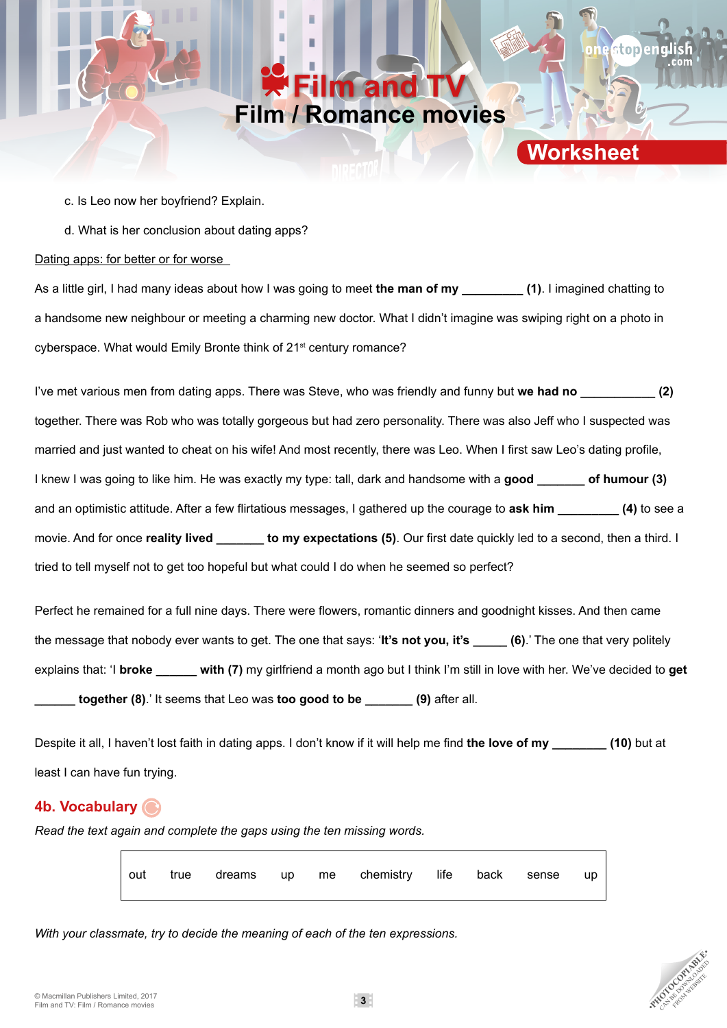c. Is Leo now her boyfriend? Explain.

d. What is her conclusion about dating apps?

Dating apps: for better or for worse

As a little girl, I had many ideas about how I was going to meet **the man of my _________ (1)**. I imagined chatting to a handsome new neighbour or meeting a charming new doctor. What I didn't imagine was swiping right on a photo in cyberspace. What would Emily Bronte think of 21st century romance?

I've met various men from dating apps. There was Steve, who was friendly and funny but **we had no ___________ (2)** together. There was Rob who was totally gorgeous but had zero personality. There was also Jeff who I suspected was married and just wanted to cheat on his wife! And most recently, there was Leo. When I first saw Leo's dating profile, I knew I was going to like him. He was exactly my type: tall, dark and handsome with a **good _______ of humour (3)** and an optimistic attitude. After a few flirtatious messages, I gathered up the courage to **ask him _________ (4)** to see a movie. And for once **reality lived _______ to my expectations (5)**. Our first date quickly led to a second, then a third. I tried to tell myself not to get too hopeful but what could I do when he seemed so perfect?

Perfect he remained for a full nine days. There were flowers, romantic dinners and goodnight kisses. And then came the message that nobody ever wants to get. The one that says: '**It's not you, it's _____ (6)**.' The one that very politely explains that: 'I **broke ______ with (7)** my girlfriend a month ago but I think I'm still in love with her. We've decided to **get ______ together (8)**.' It seems that Leo was **too good to be _______ (9)** after all.

Despite it all, I haven't lost faith in dating apps. I don't know if it will help me find **the love of my ________ (10)** but at least I can have fun trying.

## 4b. Vocabulary

*Read the text again and complete the gaps using the ten missing words.*

| out | true | dreams | up | me | chemistry | life | back | sense | up |
|---|---|---|---|---|---|---|---|---|---|

*With your classmate, try to decide the meaning of each of the ten expressions.*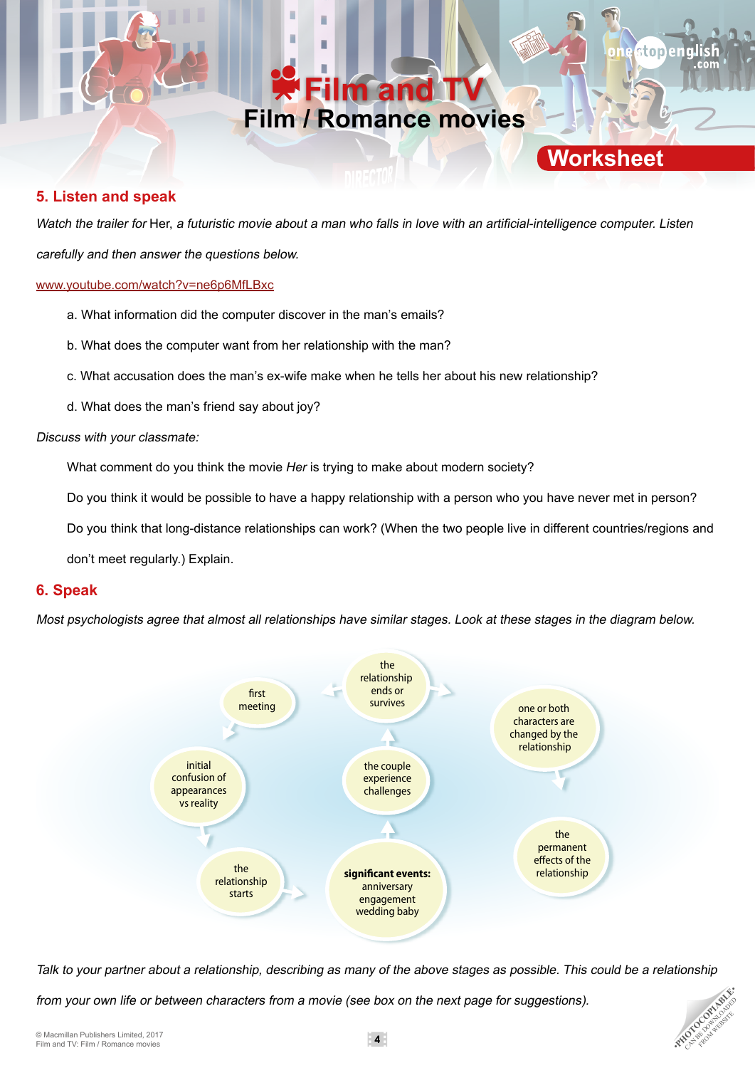# Film and TV
## Film / Romance movies
### Worksheet

## 5. Listen and speak

*Watch the trailer for* Her, *a futuristic movie about a man who falls in love with an artificial-intelligence computer. Listen carefully and then answer the questions below.*

www.youtube.com/watch?v=ne6p6MfLBxc

a. What information did the computer discover in the man's emails?

b. What does the computer want from her relationship with the man?

c. What accusation does the man's ex-wife make when he tells her about his new relationship?

d. What does the man's friend say about joy?

*Discuss with your classmate:*

What comment do you think the movie *Her* is trying to make about modern society?

Do you think it would be possible to have a happy relationship with a person who you have never met in person?

Do you think that long-distance relationships can work? (When the two people live in different countries/regions and don't meet regularly.) Explain.

## 6. Speak

*Most psychologists agree that almost all relationships have similar stages. Look at these stages in the diagram below.*

- first meeting
- initial confusion of appearances vs reality
- the relationship starts
- **significant events:** anniversary engagement wedding baby
- the couple experience challenges
- the relationship ends or survives
- one or both characters are changed by the relationship
- the permanent effects of the relationship

*Talk to your partner about a relationship, describing as many of the above stages as possible. This could be a relationship from your own life or between characters from a movie (see box on the next page for suggestions).*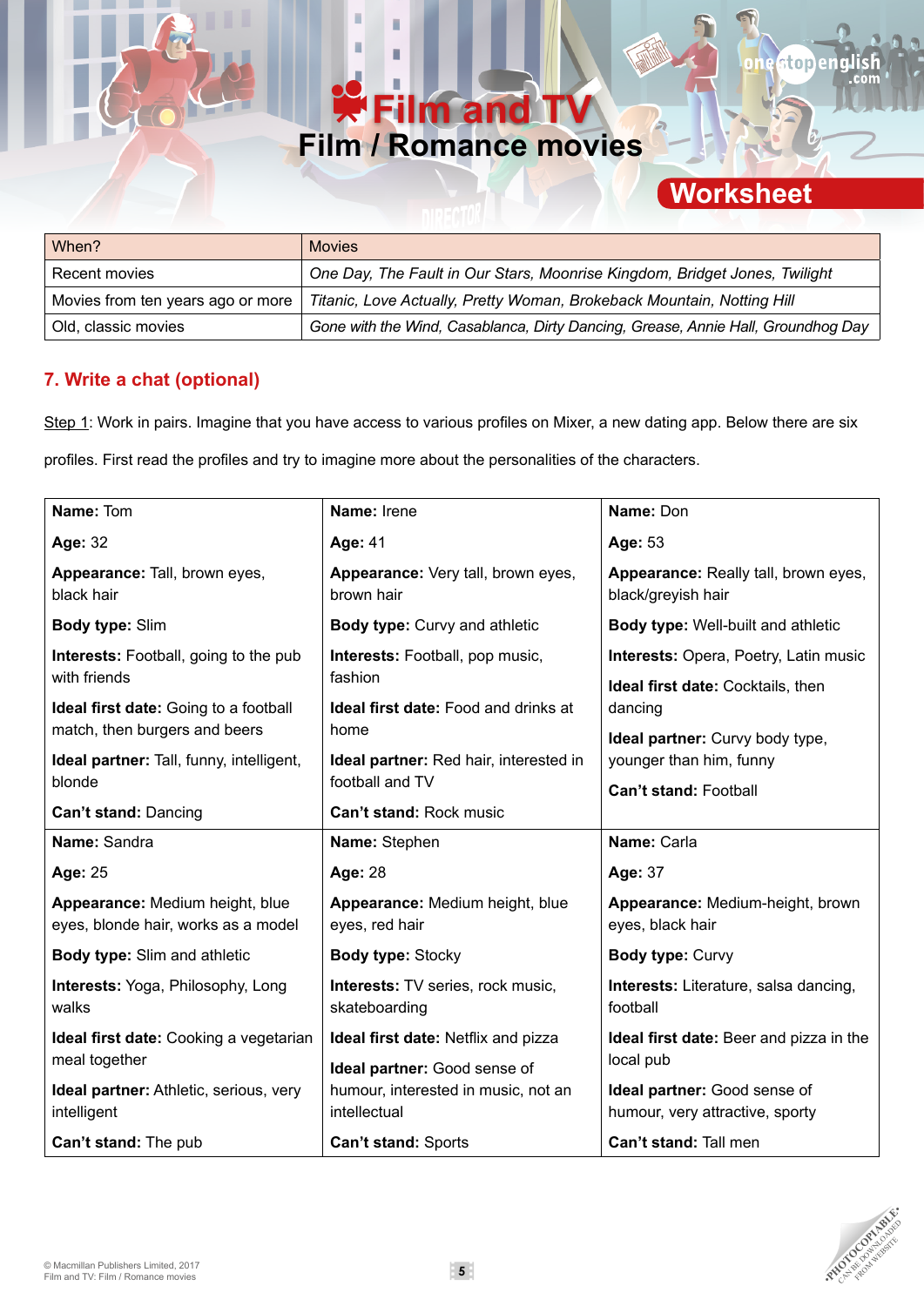# Film and TV

## Film / Romance movies

### Worksheet

| When? | Movies |
|---|---|
| Recent movies | *One Day, The Fault in Our Stars, Moonrise Kingdom, Bridget Jones, Twilight* |
| Movies from ten years ago or more | *Titanic, Love Actually, Pretty Woman, Brokeback Mountain, Notting Hill* |
| Old, classic movies | *Gone with the Wind, Casablanca, Dirty Dancing, Grease, Annie Hall, Groundhog Day* |

## 7. Write a chat (optional)

Step 1: Work in pairs. Imagine that you have access to various profiles on Mixer, a new dating app. Below there are six profiles. First read the profiles and try to imagine more about the personalities of the characters.

| | | |
|---|---|---|
| **Name:** Tom<br><br>**Age:** 32<br><br>**Appearance:** Tall, brown eyes, black hair<br><br>**Body type:** Slim<br><br>**Interests:** Football, going to the pub with friends<br><br>**Ideal first date:** Going to a football match, then burgers and beers<br><br>**Ideal partner:** Tall, funny, intelligent, blonde<br><br>**Can't stand:** Dancing | **Name:** Irene<br><br>**Age:** 41<br><br>**Appearance:** Very tall, brown eyes, brown hair<br><br>**Body type:** Curvy and athletic<br><br>**Interests:** Football, pop music, fashion<br><br>**Ideal first date:** Food and drinks at home<br><br>**Ideal partner:** Red hair, interested in football and TV<br><br>**Can't stand:** Rock music | **Name:** Don<br><br>**Age:** 53<br><br>**Appearance:** Really tall, brown eyes, black/greyish hair<br><br>**Body type:** Well-built and athletic<br><br>**Interests:** Opera, Poetry, Latin music<br><br>**Ideal first date:** Cocktails, then dancing<br><br>**Ideal partner:** Curvy body type, younger than him, funny<br><br>**Can't stand:** Football |
| **Name:** Sandra<br><br>**Age:** 25<br><br>**Appearance:** Medium height, blue eyes, blonde hair, works as a model<br><br>**Body type:** Slim and athletic<br><br>**Interests:** Yoga, Philosophy, Long walks<br><br>**Ideal first date:** Cooking a vegetarian meal together<br><br>**Ideal partner:** Athletic, serious, very intelligent<br><br>**Can't stand:** The pub | **Name:** Stephen<br><br>**Age:** 28<br><br>**Appearance:** Medium height, blue eyes, red hair<br><br>**Body type:** Stocky<br><br>**Interests:** TV series, rock music, skateboarding<br><br>**Ideal first date:** Netflix and pizza<br><br>**Ideal partner:** Good sense of humour, interested in music, not an intellectual<br><br>**Can't stand:** Sports | **Name:** Carla<br><br>**Age:** 37<br><br>**Appearance:** Medium-height, brown eyes, black hair<br><br>**Body type:** Curvy<br><br>**Interests:** Literature, salsa dancing, football<br><br>**Ideal first date:** Beer and pizza in the local pub<br><br>**Ideal partner:** Good sense of humour, very attractive, sporty<br><br>**Can't stand:** Tall men |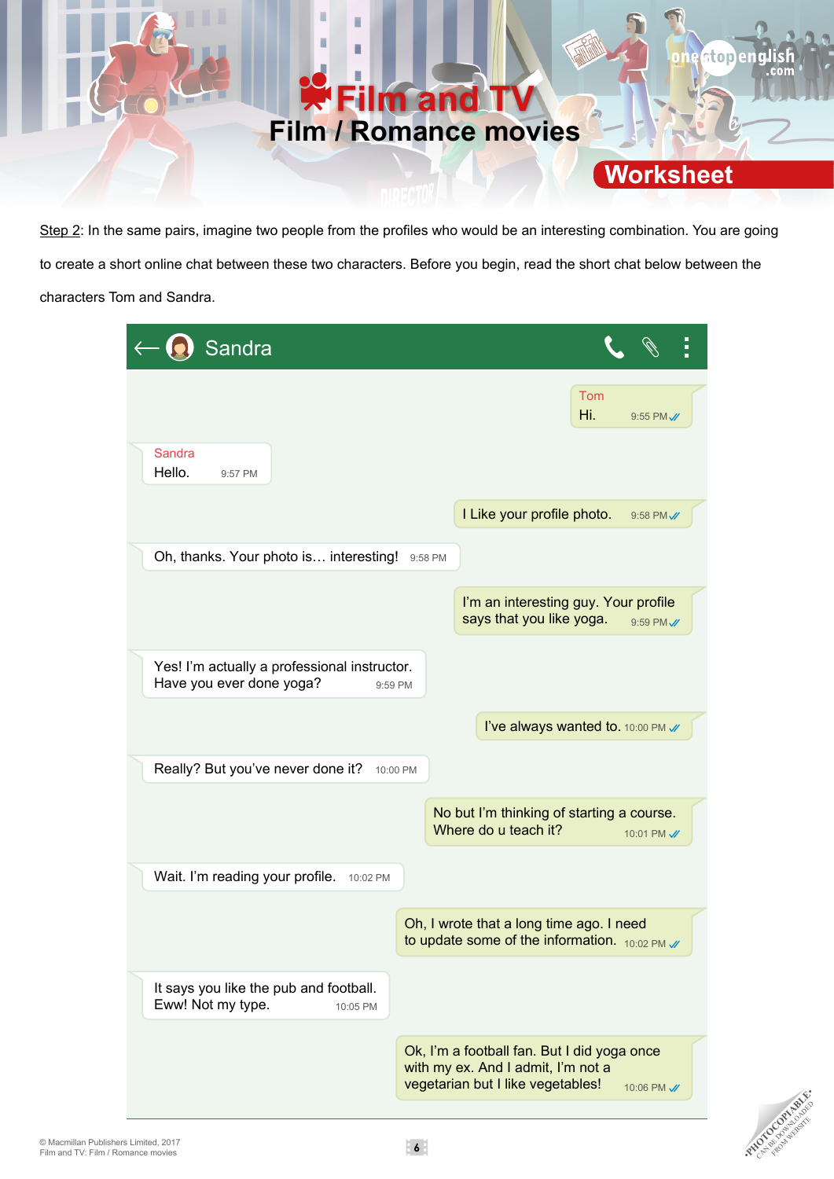# Film and TV

## Film / Romance movies

**Worksheet**

Step 2: In the same pairs, imagine two people from the profiles who would be an interesting combination. You are going to create a short online chat between these two characters. Before you begin, read the short chat below between the characters Tom and Sandra.

**Sandra**

**Tom:** Hi. 9:55 PM

**Sandra:** Hello. 9:57 PM

**Tom:** I Like your profile photo. 9:58 PM

**Sandra:** Oh, thanks. Your photo is… interesting! 9:58 PM

**Tom:** I'm an interesting guy. Your profile says that you like yoga. 9:59 PM

**Sandra:** Yes! I'm actually a professional instructor. Have you ever done yoga? 9:59 PM

**Tom:** I've always wanted to. 10:00 PM

**Sandra:** Really? But you've never done it? 10:00 PM

**Tom:** No but I'm thinking of starting a course. Where do u teach it? 10:01 PM

**Sandra:** Wait. I'm reading your profile. 10:02 PM

**Tom:** Oh, I wrote that a long time ago. I need to update some of the information. 10:02 PM

**Sandra:** It says you like the pub and football. Eww! Not my type. 10:05 PM

**Tom:** Ok, I'm a football fan. But I did yoga once with my ex. And I admit, I'm not a vegetarian but I like vegetables! 10:06 PM

© Macmillan Publishers Limited, 2017
Film and TV: Film / Romance movies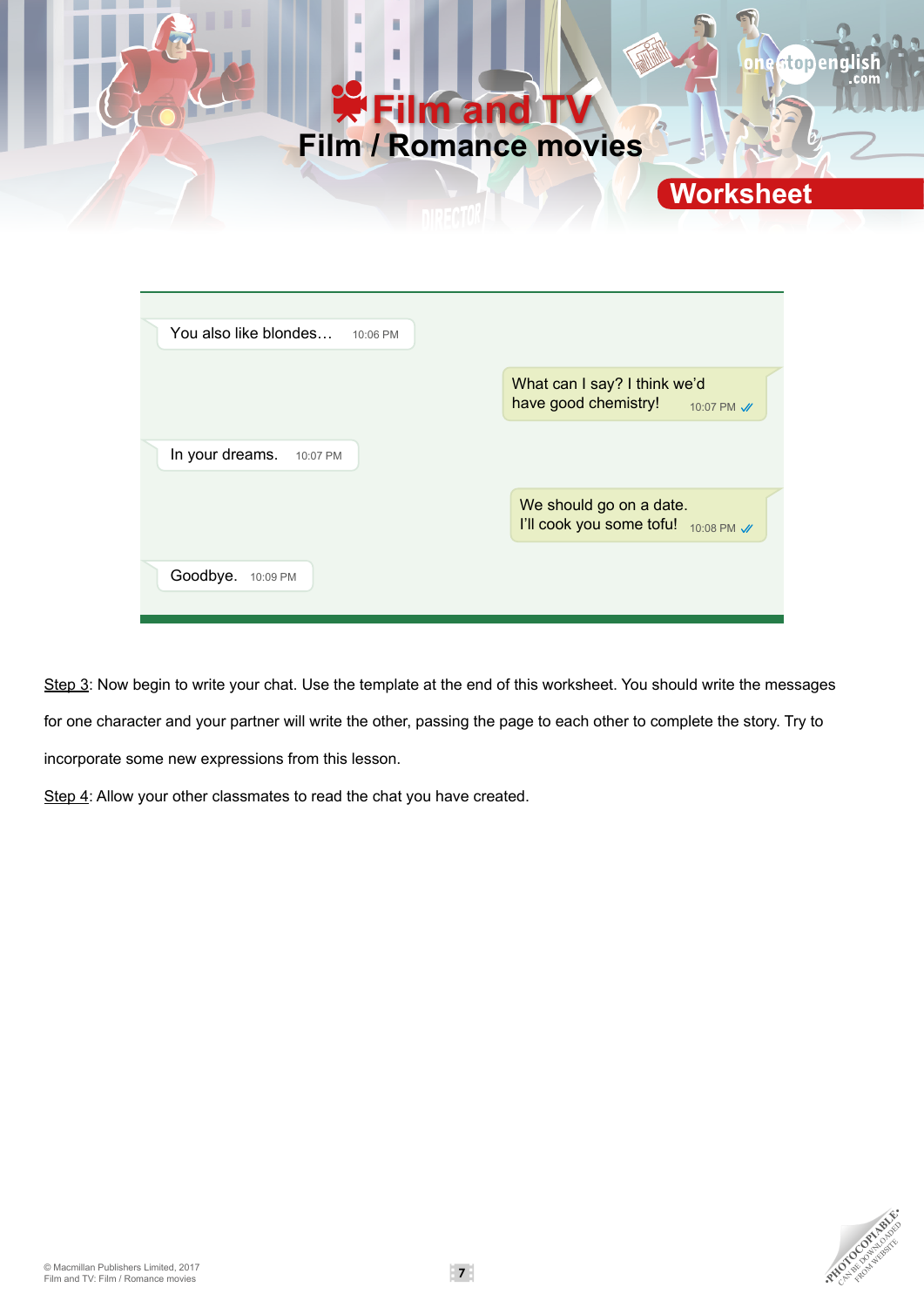You also like blondes… 10:06 PM

> What can I say? I think we'd have good chemistry! 10:07 PM

In your dreams. 10:07 PM

> We should go on a date. I'll cook you some tofu! 10:08 PM

Goodbye. 10:09 PM

Step 3: Now begin to write your chat. Use the template at the end of this worksheet. You should write the messages for one character and your partner will write the other, passing the page to each other to complete the story. Try to incorporate some new expressions from this lesson.

Step 4: Allow your other classmates to read the chat you have created.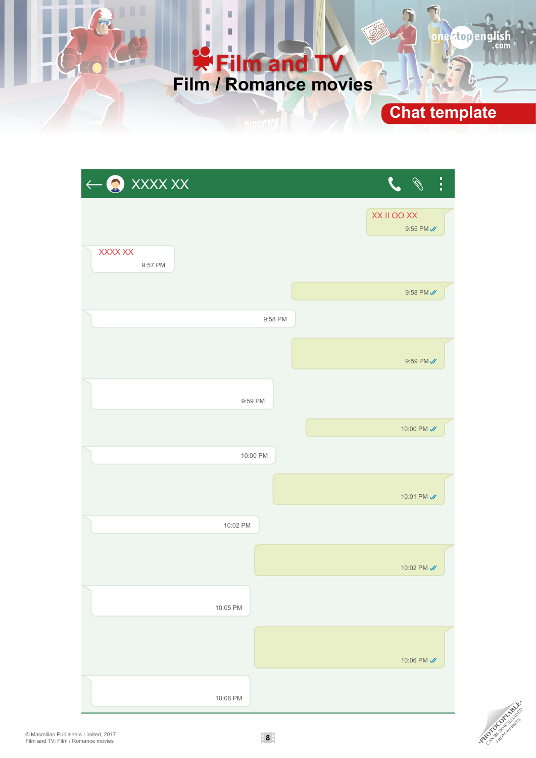# Film and TV

## Film / Romance movies

## Chat template

XXXX XX

XX II OO XX
9:55 PM

XXXX XX
9:57 PM

9:58 PM

9:58 PM

9:59 PM

9:59 PM

10:00 PM

10:00 PM

10:01 PM

10:02 PM

10:02 PM

10:05 PM

10:06 PM

10:06 PM

© Macmillan Publishers Limited, 2017
Film and TV: Film / Romance movies

PHOTOCOPIABLE. CAN BE DOWNLOADED FROM WEBSITE